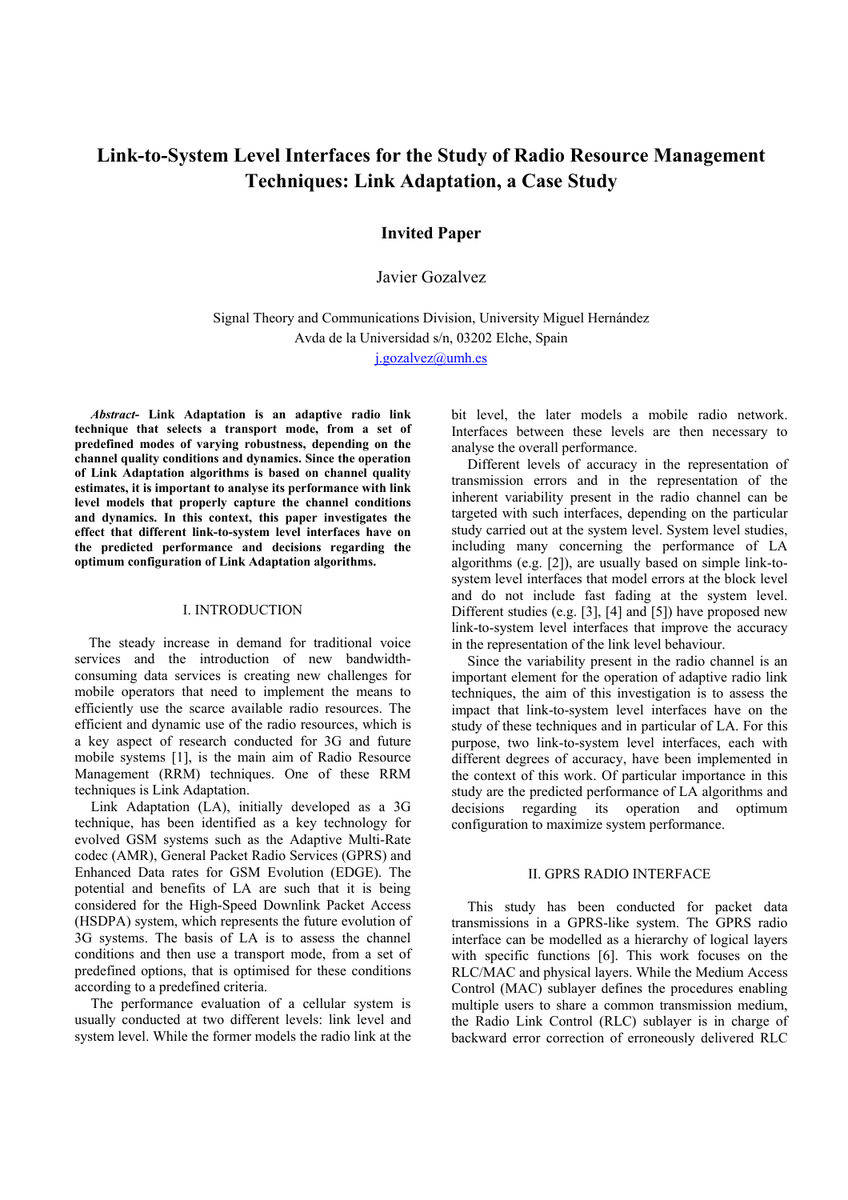# Link-to-System Level Interfaces for the Study of Radio Resource Management Techniques: Link Adaptation, a Case Study

**Invited Paper**

Javier Gozalvez

Signal Theory and Communications Division, University Miguel Hernández
Avda de la Universidad s/n, 03202 Elche, Spain
j.gozalvez@umh.es

***Abstract-*** **Link Adaptation is an adaptive radio link technique that selects a transport mode, from a set of predefined modes of varying robustness, depending on the channel quality conditions and dynamics. Since the operation of Link Adaptation algorithms is based on channel quality estimates, it is important to analyse its performance with link level models that properly capture the channel conditions and dynamics. In this context, this paper investigates the effect that different link-to-system level interfaces have on the predicted performance and decisions regarding the optimum configuration of Link Adaptation algorithms.**

## I. INTRODUCTION

The steady increase in demand for traditional voice services and the introduction of new bandwidth-consuming data services is creating new challenges for mobile operators that need to implement the means to efficiently use the scarce available radio resources. The efficient and dynamic use of the radio resources, which is a key aspect of research conducted for 3G and future mobile systems [1], is the main aim of Radio Resource Management (RRM) techniques. One of these RRM techniques is Link Adaptation.

Link Adaptation (LA), initially developed as a 3G technique, has been identified as a key technology for evolved GSM systems such as the Adaptive Multi-Rate codec (AMR), General Packet Radio Services (GPRS) and Enhanced Data rates for GSM Evolution (EDGE). The potential and benefits of LA are such that it is being considered for the High-Speed Downlink Packet Access (HSDPA) system, which represents the future evolution of 3G systems. The basis of LA is to assess the channel conditions and then use a transport mode, from a set of predefined options, that is optimised for these conditions according to a predefined criteria.

The performance evaluation of a cellular system is usually conducted at two different levels: link level and system level. While the former models the radio link at the bit level, the later models a mobile radio network. Interfaces between these levels are then necessary to analyse the overall performance.

Different levels of accuracy in the representation of transmission errors and in the representation of the inherent variability present in the radio channel can be targeted with such interfaces, depending on the particular study carried out at the system level. System level studies, including many concerning the performance of LA algorithms (e.g. [2]), are usually based on simple link-to-system level interfaces that model errors at the block level and do not include fast fading at the system level. Different studies (e.g. [3], [4] and [5]) have proposed new link-to-system level interfaces that improve the accuracy in the representation of the link level behaviour.

Since the variability present in the radio channel is an important element for the operation of adaptive radio link techniques, the aim of this investigation is to assess the impact that link-to-system level interfaces have on the study of these techniques and in particular of LA. For this purpose, two link-to-system level interfaces, each with different degrees of accuracy, have been implemented in the context of this work. Of particular importance in this study are the predicted performance of LA algorithms and decisions regarding its operation and optimum configuration to maximize system performance.

## II. GPRS RADIO INTERFACE

This study has been conducted for packet data transmissions in a GPRS-like system. The GPRS radio interface can be modelled as a hierarchy of logical layers with specific functions [6]. This work focuses on the RLC/MAC and physical layers. While the Medium Access Control (MAC) sublayer defines the procedures enabling multiple users to share a common transmission medium, the Radio Link Control (RLC) sublayer is in charge of backward error correction of erroneously delivered RLC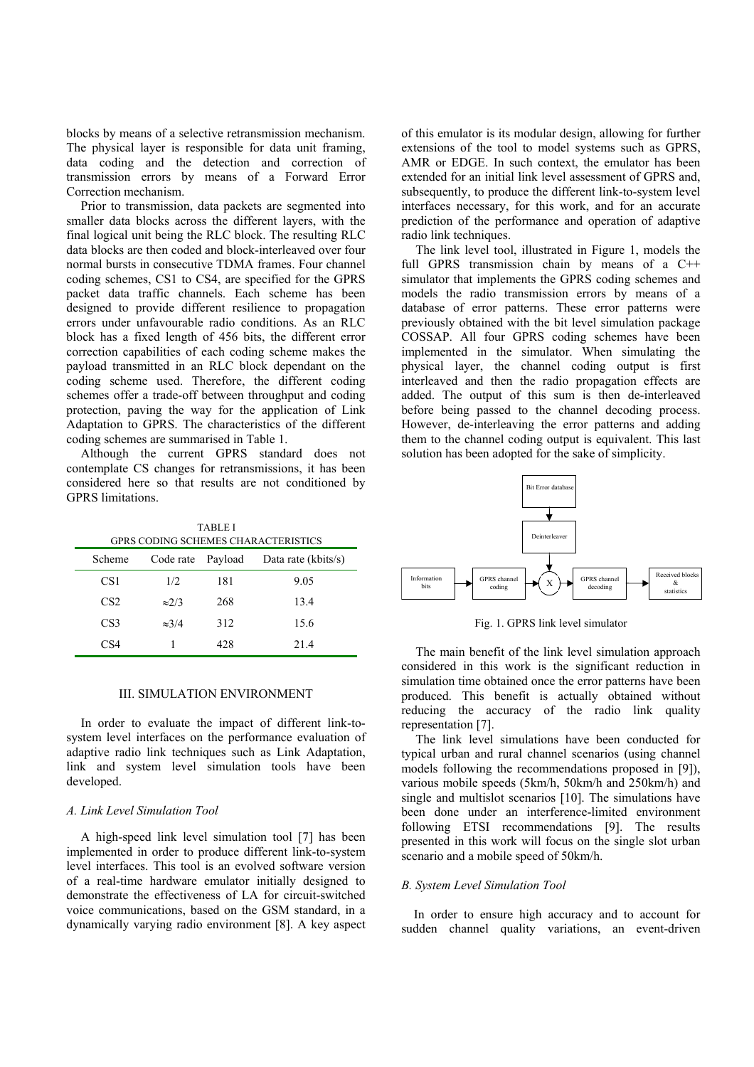blocks by means of a selective retransmission mechanism. The physical layer is responsible for data unit framing, data coding and the detection and correction of transmission errors by means of a Forward Error Correction mechanism.

Prior to transmission, data packets are segmented into smaller data blocks across the different layers, with the final logical unit being the RLC block. The resulting RLC data blocks are then coded and block-interleaved over four normal bursts in consecutive TDMA frames. Four channel coding schemes, CS1 to CS4, are specified for the GPRS packet data traffic channels. Each scheme has been designed to provide different resilience to propagation errors under unfavourable radio conditions. As an RLC block has a fixed length of 456 bits, the different error correction capabilities of each coding scheme makes the payload transmitted in an RLC block dependant on the coding scheme used. Therefore, the different coding schemes offer a trade-off between throughput and coding protection, paving the way for the application of Link Adaptation to GPRS. The characteristics of the different coding schemes are summarised in Table 1.

Although the current GPRS standard does not contemplate CS changes for retransmissions, it has been considered here so that results are not conditioned by GPRS limitations.

TABLE I
GPRS CODING SCHEMES CHARACTERISTICS

| Scheme | Code rate | Payload | Data rate (kbits/s) |
|---|---|---|---|
| CS1 | 1/2 | 181 | 9.05 |
| CS2 | ≈2/3 | 268 | 13.4 |
| CS3 | ≈3/4 | 312 | 15.6 |
| CS4 | 1 | 428 | 21.4 |

## III. SIMULATION ENVIRONMENT

In order to evaluate the impact of different link-to-system level interfaces on the performance evaluation of adaptive radio link techniques such as Link Adaptation, link and system level simulation tools have been developed.

### *A. Link Level Simulation Tool*

A high-speed link level simulation tool [7] has been implemented in order to produce different link-to-system level interfaces. This tool is an evolved software version of a real-time hardware emulator initially designed to demonstrate the effectiveness of LA for circuit-switched voice communications, based on the GSM standard, in a dynamically varying radio environment [8]. A key aspect of this emulator is its modular design, allowing for further extensions of the tool to model systems such as GPRS, AMR or EDGE. In such context, the emulator has been extended for an initial link level assessment of GPRS and, subsequently, to produce the different link-to-system level interfaces necessary, for this work, and for an accurate prediction of the performance and operation of adaptive radio link techniques.

The link level tool, illustrated in Figure 1, models the full GPRS transmission chain by means of a C++ simulator that implements the GPRS coding schemes and models the radio transmission errors by means of a database of error patterns. These error patterns were previously obtained with the bit level simulation package COSSAP. All four GPRS coding schemes have been implemented in the simulator. When simulating the physical layer, the channel coding output is first interleaved and then the radio propagation effects are added. The output of this sum is then de-interleaved before being passed to the channel decoding process. However, de-interleaving the error patterns and adding them to the channel coding output is equivalent. This last solution has been adopted for the sake of simplicity.

Fig. 1. GPRS link level simulator

The main benefit of the link level simulation approach considered in this work is the significant reduction in simulation time obtained once the error patterns have been produced. This benefit is actually obtained without reducing the accuracy of the radio link quality representation [7].

The link level simulations have been conducted for typical urban and rural channel scenarios (using channel models following the recommendations proposed in [9]), various mobile speeds (5km/h, 50km/h and 250km/h) and single and multislot scenarios [10]. The simulations have been done under an interference-limited environment following ETSI recommendations [9]. The results presented in this work will focus on the single slot urban scenario and a mobile speed of 50km/h.

### *B. System Level Simulation Tool*

In order to ensure high accuracy and to account for sudden channel quality variations, an event-driven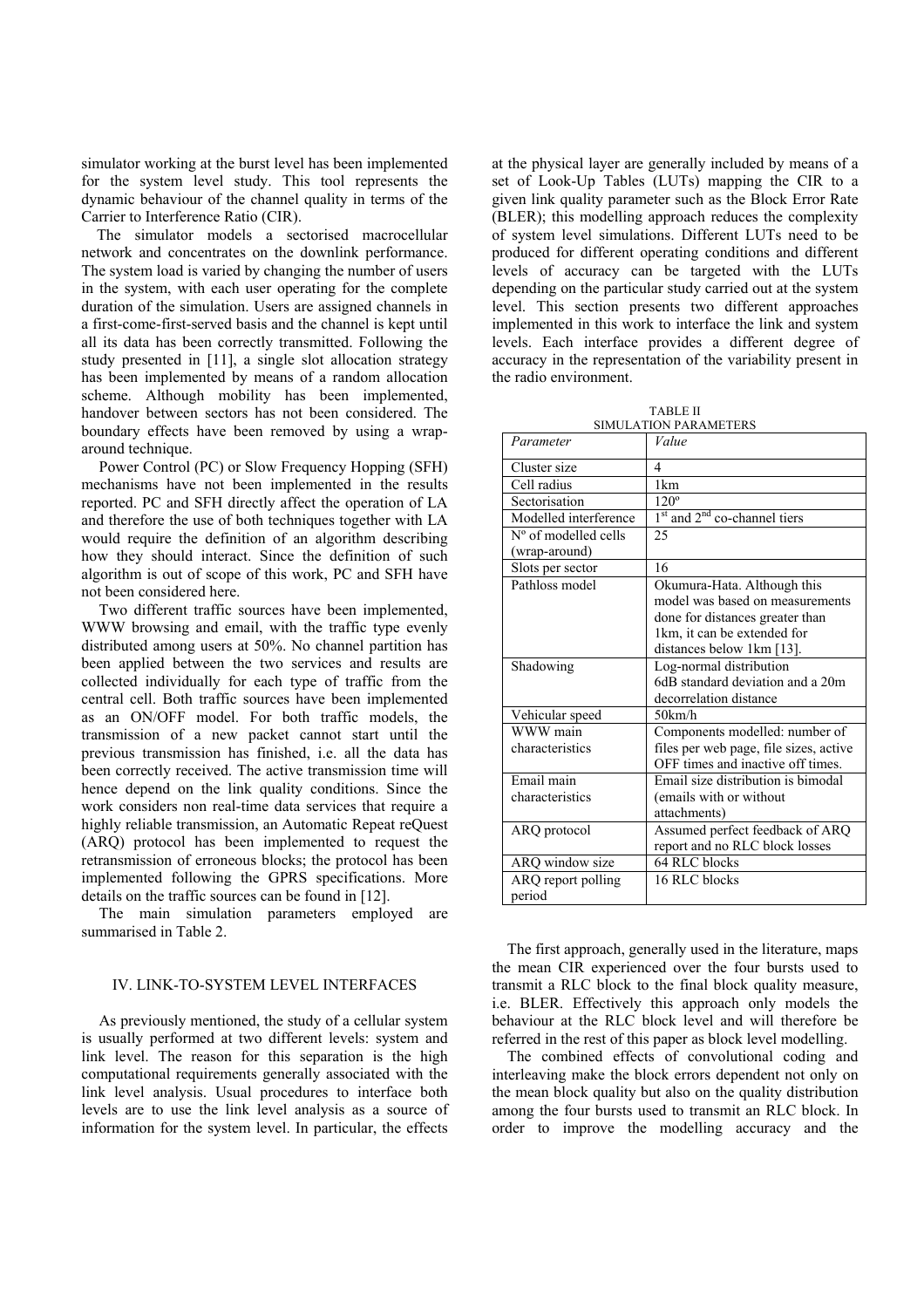simulator working at the burst level has been implemented for the system level study. This tool represents the dynamic behaviour of the channel quality in terms of the Carrier to Interference Ratio (CIR).

The simulator models a sectorised macrocellular network and concentrates on the downlink performance. The system load is varied by changing the number of users in the system, with each user operating for the complete duration of the simulation. Users are assigned channels in a first-come-first-served basis and the channel is kept until all its data has been correctly transmitted. Following the study presented in [11], a single slot allocation strategy has been implemented by means of a random allocation scheme. Although mobility has been implemented, handover between sectors has not been considered. The boundary effects have been removed by using a wrap-around technique.

Power Control (PC) or Slow Frequency Hopping (SFH) mechanisms have not been implemented in the results reported. PC and SFH directly affect the operation of LA and therefore the use of both techniques together with LA would require the definition of an algorithm describing how they should interact. Since the definition of such algorithm is out of scope of this work, PC and SFH have not been considered here.

Two different traffic sources have been implemented, WWW browsing and email, with the traffic type evenly distributed among users at 50%. No channel partition has been applied between the two services and results are collected individually for each type of traffic from the central cell. Both traffic sources have been implemented as an ON/OFF model. For both traffic models, the transmission of a new packet cannot start until the previous transmission has finished, i.e. all the data has been correctly received. The active transmission time will hence depend on the link quality conditions. Since the work considers non real-time data services that require a highly reliable transmission, an Automatic Repeat reQuest (ARQ) protocol has been implemented to request the retransmission of erroneous blocks; the protocol has been implemented following the GPRS specifications. More details on the traffic sources can be found in [12].

The main simulation parameters employed are summarised in Table 2.

## IV. LINK-TO-SYSTEM LEVEL INTERFACES

As previously mentioned, the study of a cellular system is usually performed at two different levels: system and link level. The reason for this separation is the high computational requirements generally associated with the link level analysis. Usual procedures to interface both levels are to use the link level analysis as a source of information for the system level. In particular, the effects at the physical layer are generally included by means of a set of Look-Up Tables (LUTs) mapping the CIR to a given link quality parameter such as the Block Error Rate (BLER); this modelling approach reduces the complexity of system level simulations. Different LUTs need to be produced for different operating conditions and different levels of accuracy can be targeted with the LUTs depending on the particular study carried out at the system level. This section presents two different approaches implemented in this work to interface the link and system levels. Each interface provides a different degree of accuracy in the representation of the variability present in the radio environment.

TABLE II
SIMULATION PARAMETERS

| *Parameter* | *Value* |
|---|---|
| Cluster size | 4 |
| Cell radius | 1km |
| Sectorisation | 120º |
| Modelled interference | 1st and 2nd co-channel tiers |
| Nº of modelled cells (wrap-around) | 25 |
| Slots per sector | 16 |
| Pathloss model | Okumura-Hata. Although this model was based on measurements done for distances greater than 1km, it can be extended for distances below 1km [13]. |
| Shadowing | Log-normal distribution 6dB standard deviation and a 20m decorrelation distance |
| Vehicular speed | 50km/h |
| WWW main characteristics | Components modelled: number of files per web page, file sizes, active OFF times and inactive off times. |
| Email main characteristics | Email size distribution is bimodal (emails with or without attachments) |
| ARQ protocol | Assumed perfect feedback of ARQ report and no RLC block losses |
| ARQ window size | 64 RLC blocks |
| ARQ report polling period | 16 RLC blocks |

The first approach, generally used in the literature, maps the mean CIR experienced over the four bursts used to transmit a RLC block to the final block quality measure, i.e. BLER. Effectively this approach only models the behaviour at the RLC block level and will therefore be referred in the rest of this paper as block level modelling.

The combined effects of convolutional coding and interleaving make the block errors dependent not only on the mean block quality but also on the quality distribution among the four bursts used to transmit an RLC block. In order to improve the modelling accuracy and the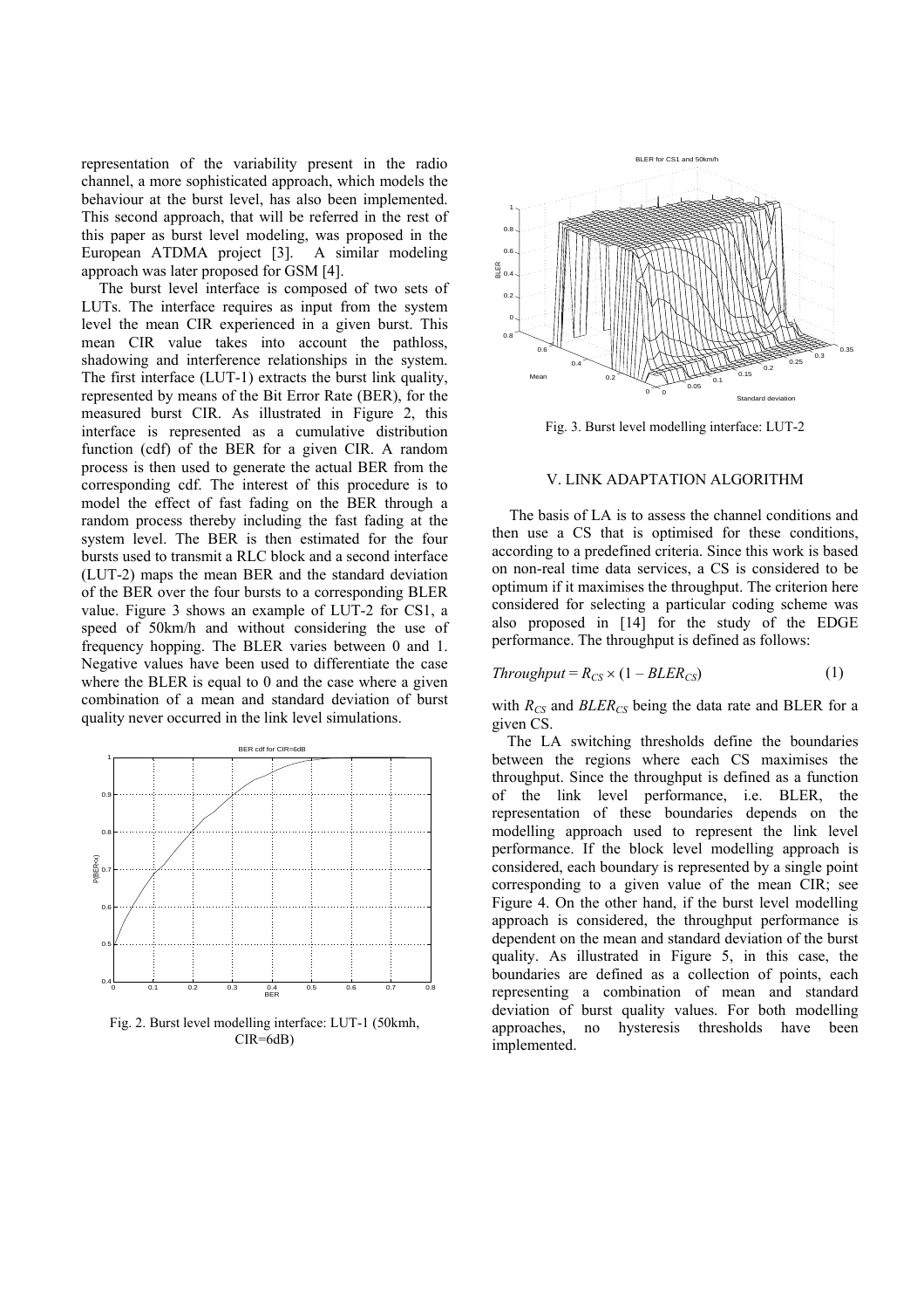representation of the variability present in the radio channel, a more sophisticated approach, which models the behaviour at the burst level, has also been implemented. This second approach, that will be referred in the rest of this paper as burst level modeling, was proposed in the European ATDMA project [3]. A similar modeling approach was later proposed for GSM [4].

The burst level interface is composed of two sets of LUTs. The interface requires as input from the system level the mean CIR experienced in a given burst. This mean CIR value takes into account the pathloss, shadowing and interference relationships in the system. The first interface (LUT-1) extracts the burst link quality, represented by means of the Bit Error Rate (BER), for the measured burst CIR. As illustrated in Figure 2, this interface is represented as a cumulative distribution function (cdf) of the BER for a given CIR. A random process is then used to generate the actual BER from the corresponding cdf. The interest of this procedure is to model the effect of fast fading on the BER through a random process thereby including the fast fading at the system level. The BER is then estimated for the four bursts used to transmit a RLC block and a second interface (LUT-2) maps the mean BER and the standard deviation of the BER over the four bursts to a corresponding BLER value. Figure 3 shows an example of LUT-2 for CS1, a speed of 50km/h and without considering the use of frequency hopping. The BLER varies between 0 and 1. Negative values have been used to differentiate the case where the BLER is equal to 0 and the case where a given combination of a mean and standard deviation of burst quality never occurred in the link level simulations.

Fig. 2. Burst level modelling interface: LUT-1 (50kmh, CIR=6dB)

Fig. 3. Burst level modelling interface: LUT-2

## V. LINK ADAPTATION ALGORITHM

The basis of LA is to assess the channel conditions and then use a CS that is optimised for these conditions, according to a predefined criteria. Since this work is based on non-real time data services, a CS is considered to be optimum if it maximises the throughput. The criterion here considered for selecting a particular coding scheme was also proposed in [14] for the study of the EDGE performance. The throughput is defined as follows:

$$Throughput = R_{CS} \times (1 - BLER_{CS}) \qquad (1)$$

with $R_{CS}$ and $BLER_{CS}$ being the data rate and BLER for a given CS.

The LA switching thresholds define the boundaries between the regions where each CS maximises the throughput. Since the throughput is defined as a function of the link level performance, i.e. BLER, the representation of these boundaries depends on the modelling approach used to represent the link level performance. If the block level modelling approach is considered, each boundary is represented by a single point corresponding to a given value of the mean CIR; see Figure 4. On the other hand, if the burst level modelling approach is considered, the throughput performance is dependent on the mean and standard deviation of the burst quality. As illustrated in Figure 5, in this case, the boundaries are defined as a collection of points, each representing a combination of mean and standard deviation of burst quality values. For both modelling approaches, no hysteresis thresholds have been implemented.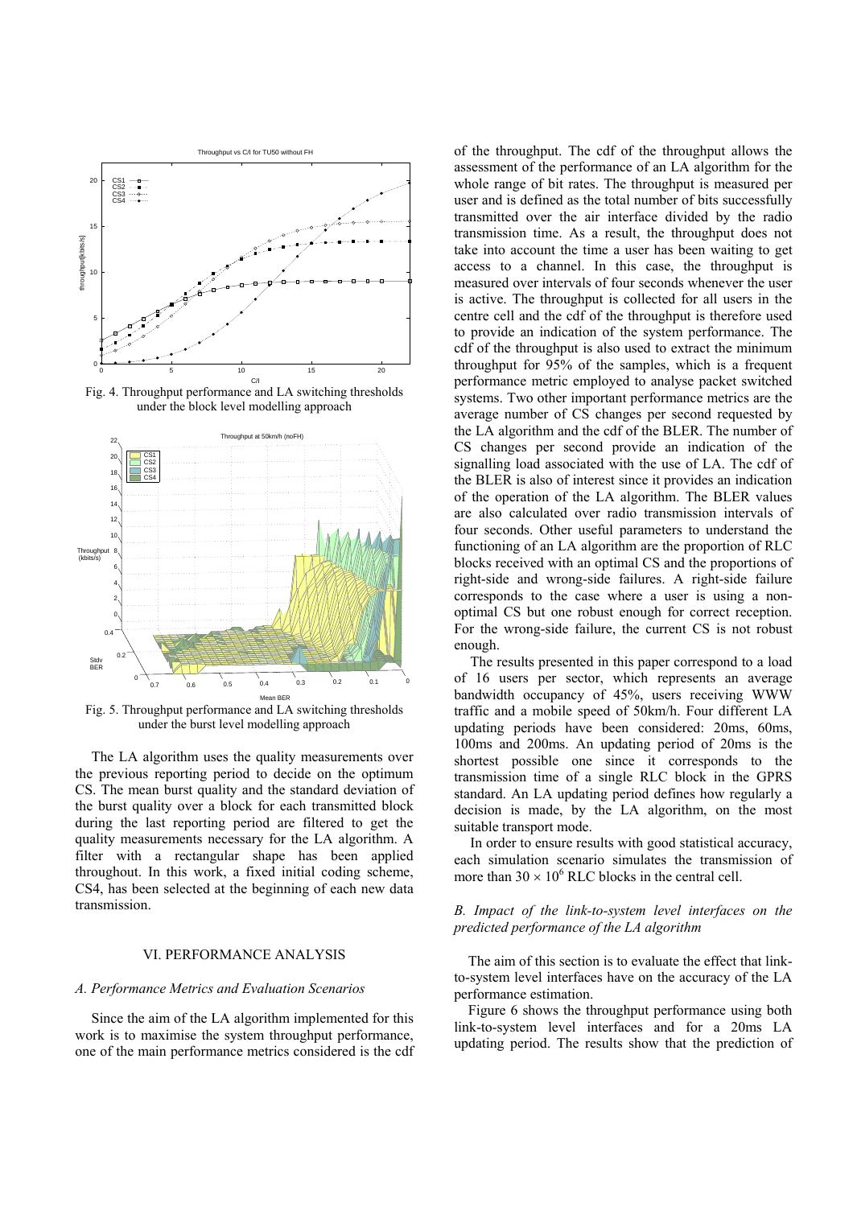Fig. 4. Throughput performance and LA switching thresholds under the block level modelling approach

Fig. 5. Throughput performance and LA switching thresholds under the burst level modelling approach

The LA algorithm uses the quality measurements over the previous reporting period to decide on the optimum CS. The mean burst quality and the standard deviation of the burst quality over a block for each transmitted block during the last reporting period are filtered to get the quality measurements necessary for the LA algorithm. A filter with a rectangular shape has been applied throughout. In this work, a fixed initial coding scheme, CS4, has been selected at the beginning of each new data transmission.

## VI. PERFORMANCE ANALYSIS

### *A. Performance Metrics and Evaluation Scenarios*

Since the aim of the LA algorithm implemented for this work is to maximise the system throughput performance, one of the main performance metrics considered is the cdf of the throughput. The cdf of the throughput allows the assessment of the performance of an LA algorithm for the whole range of bit rates. The throughput is measured per user and is defined as the total number of bits successfully transmitted over the air interface divided by the radio transmission time. As a result, the throughput does not take into account the time a user has been waiting to get access to a channel. In this case, the throughput is measured over intervals of four seconds whenever the user is active. The throughput is collected for all users in the centre cell and the cdf of the throughput is therefore used to provide an indication of the system performance. The cdf of the throughput is also used to extract the minimum throughput for 95% of the samples, which is a frequent performance metric employed to analyse packet switched systems. Two other important performance metrics are the average number of CS changes per second requested by the LA algorithm and the cdf of the BLER. The number of CS changes per second provide an indication of the signalling load associated with the use of LA. The cdf of the BLER is also of interest since it provides an indication of the operation of the LA algorithm. The BLER values are also calculated over radio transmission intervals of four seconds. Other useful parameters to understand the functioning of an LA algorithm are the proportion of RLC blocks received with an optimal CS and the proportions of right-side and wrong-side failures. A right-side failure corresponds to the case where a user is using a non-optimal CS but one robust enough for correct reception. For the wrong-side failure, the current CS is not robust enough.

The results presented in this paper correspond to a load of 16 users per sector, which represents an average bandwidth occupancy of 45%, users receiving WWW traffic and a mobile speed of 50km/h. Four different LA updating periods have been considered: 20ms, 60ms, 100ms and 200ms. An updating period of 20ms is the shortest possible one since it corresponds to the transmission time of a single RLC block in the GPRS standard. An LA updating period defines how regularly a decision is made, by the LA algorithm, on the most suitable transport mode.

In order to ensure results with good statistical accuracy, each simulation scenario simulates the transmission of more than $30 \times 10^6$ RLC blocks in the central cell.

### *B. Impact of the link-to-system level interfaces on the predicted performance of the LA algorithm*

The aim of this section is to evaluate the effect that link-to-system level interfaces have on the accuracy of the LA performance estimation.

Figure 6 shows the throughput performance using both link-to-system level interfaces and for a 20ms LA updating period. The results show that the prediction of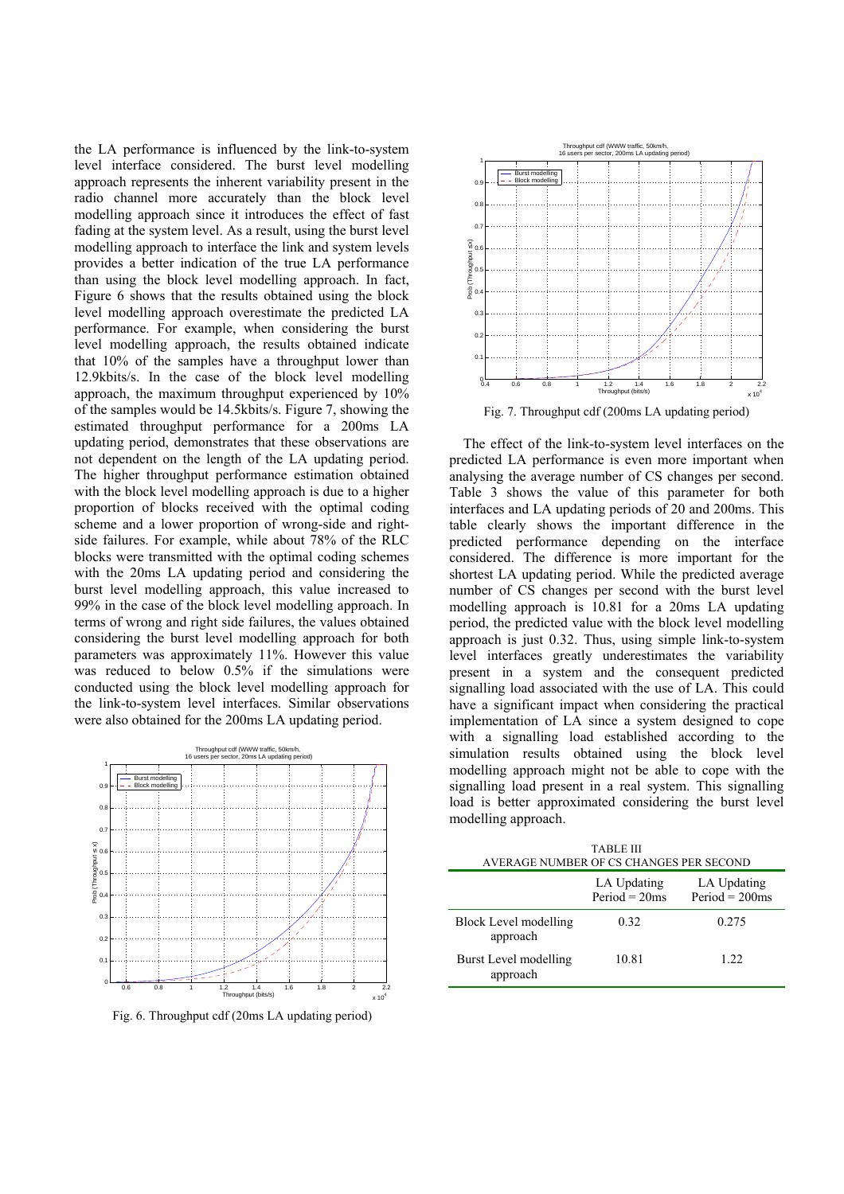the LA performance is influenced by the link-to-system level interface considered. The burst level modelling approach represents the inherent variability present in the radio channel more accurately than the block level modelling approach since it introduces the effect of fast fading at the system level. As a result, using the burst level modelling approach to interface the link and system levels provides a better indication of the true LA performance than using the block level modelling approach. In fact, Figure 6 shows that the results obtained using the block level modelling approach overestimate the predicted LA performance. For example, when considering the burst level modelling approach, the results obtained indicate that 10% of the samples have a throughput lower than 12.9kbits/s. In the case of the block level modelling approach, the maximum throughput experienced by 10% of the samples would be 14.5kbits/s. Figure 7, showing the estimated throughput performance for a 200ms LA updating period, demonstrates that these observations are not dependent on the length of the LA updating period. The higher throughput performance estimation obtained with the block level modelling approach is due to a higher proportion of blocks received with the optimal coding scheme and a lower proportion of wrong-side and right-side failures. For example, while about 78% of the RLC blocks were transmitted with the optimal coding schemes with the 20ms LA updating period and considering the burst level modelling approach, this value increased to 99% in the case of the block level modelling approach. In terms of wrong and right side failures, the values obtained considering the burst level modelling approach for both parameters was approximately 11%. However this value was reduced to below 0.5% if the simulations were conducted using the block level modelling approach for the link-to-system level interfaces. Similar observations were also obtained for the 200ms LA updating period.

Fig. 6. Throughput cdf (20ms LA updating period)

Fig. 7. Throughput cdf (200ms LA updating period)

The effect of the link-to-system level interfaces on the predicted LA performance is even more important when analysing the average number of CS changes per second. Table 3 shows the value of this parameter for both interfaces and LA updating periods of 20 and 200ms. This table clearly shows the important difference in the predicted performance depending on the interface considered. The difference is more important for the shortest LA updating period. While the predicted average number of CS changes per second with the burst level modelling approach is 10.81 for a 20ms LA updating period, the predicted value with the block level modelling approach is just 0.32. Thus, using simple link-to-system level interfaces greatly underestimates the variability present in a system and the consequent predicted signalling load associated with the use of LA. This could have a significant impact when considering the practical implementation of LA since a system designed to cope with a signalling load established according to the simulation results obtained using the block level modelling approach might not be able to cope with the signalling load present in a real system. This signalling load is better approximated considering the burst level modelling approach.

TABLE III
AVERAGE NUMBER OF CS CHANGES PER SECOND

| | LA Updating Period = 20ms | LA Updating Period = 200ms |
|---|---|---|
| Block Level modelling approach | 0.32 | 0.275 |
| Burst Level modelling approach | 10.81 | 1.22 |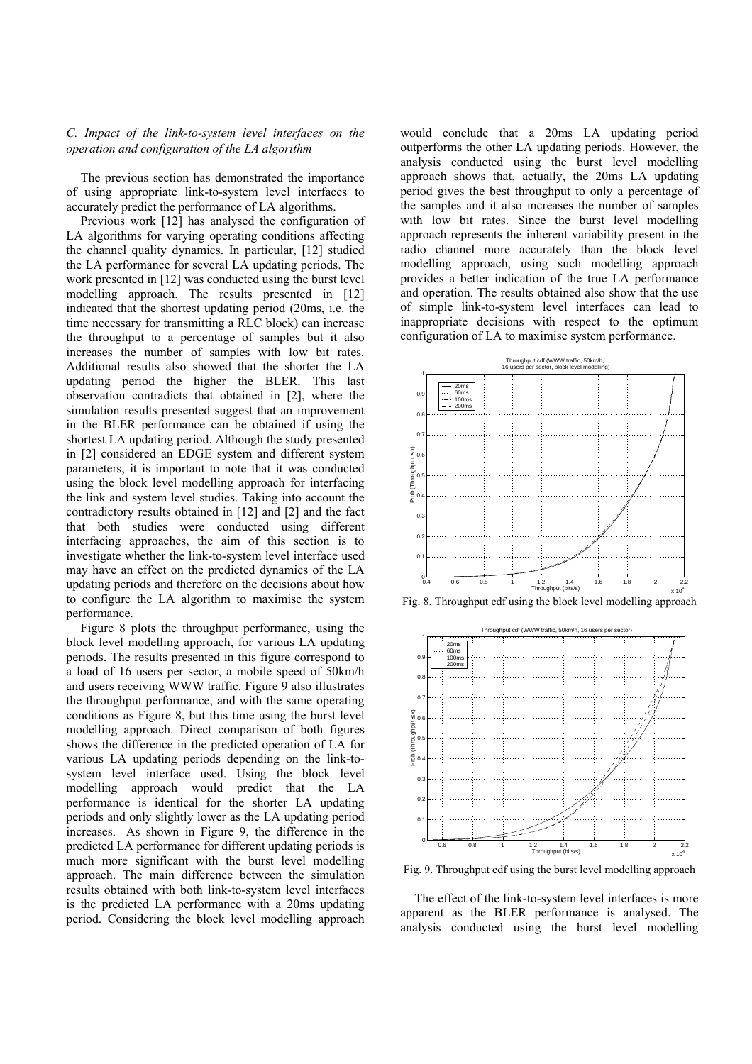### C. Impact of the link-to-system level interfaces on the operation and configuration of the LA algorithm

The previous section has demonstrated the importance of using appropriate link-to-system level interfaces to accurately predict the performance of LA algorithms.

Previous work [12] has analysed the configuration of LA algorithms for varying operating conditions affecting the channel quality dynamics. In particular, [12] studied the LA performance for several LA updating periods. The work presented in [12] was conducted using the burst level modelling approach. The results presented in [12] indicated that the shortest updating period (20ms, i.e. the time necessary for transmitting a RLC block) can increase the throughput to a percentage of samples but it also increases the number of samples with low bit rates. Additional results also showed that the shorter the LA updating period the higher the BLER. This last observation contradicts that obtained in [2], where the simulation results presented suggest that an improvement in the BLER performance can be obtained if using the shortest LA updating period. Although the study presented in [2] considered an EDGE system and different system parameters, it is important to note that it was conducted using the block level modelling approach for interfacing the link and system level studies. Taking into account the contradictory results obtained in [12] and [2] and the fact that both studies were conducted using different interfacing approaches, the aim of this section is to investigate whether the link-to-system level interface used may have an effect on the predicted dynamics of the LA updating periods and therefore on the decisions about how to configure the LA algorithm to maximise the system performance.

Figure 8 plots the throughput performance, using the block level modelling approach, for various LA updating periods. The results presented in this figure correspond to a load of 16 users per sector, a mobile speed of 50km/h and users receiving WWW traffic. Figure 9 also illustrates the throughput performance, and with the same operating conditions as Figure 8, but this time using the burst level modelling approach. Direct comparison of both figures shows the difference in the predicted operation of LA for various LA updating periods depending on the link-to-system level interface used. Using the block level modelling approach would predict that the LA performance is identical for the shorter LA updating periods and only slightly lower as the LA updating period increases. As shown in Figure 9, the difference in the predicted LA performance for different updating periods is much more significant with the burst level modelling approach. The main difference between the simulation results obtained with both link-to-system level interfaces is the predicted LA performance with a 20ms updating period. Considering the block level modelling approach would conclude that a 20ms LA updating period outperforms the other LA updating periods. However, the analysis conducted using the burst level modelling approach shows that, actually, the 20ms LA updating period gives the best throughput to only a percentage of the samples and it also increases the number of samples with low bit rates. Since the burst level modelling approach represents the inherent variability present in the radio channel more accurately than the block level modelling approach, using such modelling approach provides a better indication of the true LA performance and operation. The results obtained also show that the use of simple link-to-system level interfaces can lead to inappropriate decisions with respect to the optimum configuration of LA to maximise system performance.

Fig. 8. Throughput cdf using the block level modelling approach

Fig. 9. Throughput cdf using the burst level modelling approach

The effect of the link-to-system level interfaces is more apparent as the BLER performance is analysed. The analysis conducted using the burst level modelling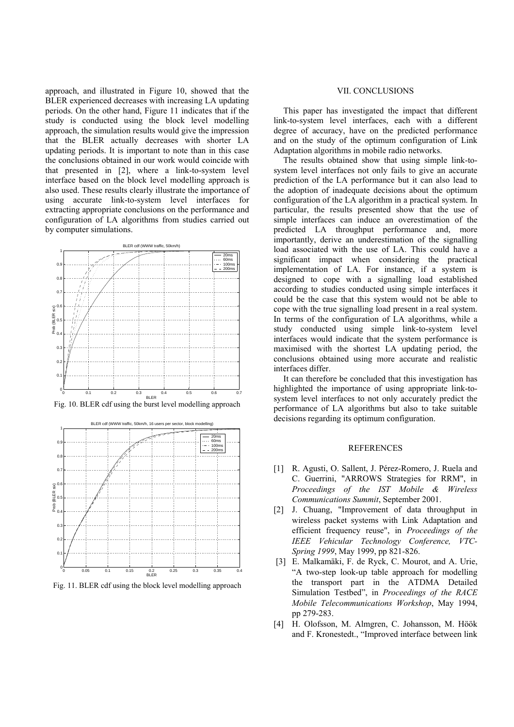approach, and illustrated in Figure 10, showed that the BLER experienced decreases with increasing LA updating periods. On the other hand, Figure 11 indicates that if the study is conducted using the block level modelling approach, the simulation results would give the impression that the BLER actually decreases with shorter LA updating periods. It is important to note than in this case the conclusions obtained in our work would coincide with that presented in [2], where a link-to-system level interface based on the block level modelling approach is also used. These results clearly illustrate the importance of using accurate link-to-system level interfaces for extracting appropriate conclusions on the performance and configuration of LA algorithms from studies carried out by computer simulations.

Fig. 10. BLER cdf using the burst level modelling approach

Fig. 11. BLER cdf using the block level modelling approach

## VII. CONCLUSIONS

This paper has investigated the impact that different link-to-system level interfaces, each with a different degree of accuracy, have on the predicted performance and on the study of the optimum configuration of Link Adaptation algorithms in mobile radio networks.

The results obtained show that using simple link-to-system level interfaces not only fails to give an accurate prediction of the LA performance but it can also lead to the adoption of inadequate decisions about the optimum configuration of the LA algorithm in a practical system. In particular, the results presented show that the use of simple interfaces can induce an overestimation of the predicted LA throughput performance and, more importantly, derive an underestimation of the signalling load associated with the use of LA. This could have a significant impact when considering the practical implementation of LA. For instance, if a system is designed to cope with a signalling load established according to studies conducted using simple interfaces it could be the case that this system would not be able to cope with the true signalling load present in a real system. In terms of the configuration of LA algorithms, while a study conducted using simple link-to-system level interfaces would indicate that the system performance is maximised with the shortest LA updating period, the conclusions obtained using more accurate and realistic interfaces differ.

It can therefore be concluded that this investigation has highlighted the importance of using appropriate link-to-system level interfaces to not only accurately predict the performance of LA algorithms but also to take suitable decisions regarding its optimum configuration.

## REFERENCES

[1] R. Agusti, O. Sallent, J. Pérez-Romero, J. Ruela and C. Guerrini, "ARROWS Strategies for RRM", in *Proceedings of the IST Mobile & Wireless Communications Summit*, September 2001.

[2] J. Chuang, "Improvement of data throughput in wireless packet systems with Link Adaptation and efficient frequency reuse", in *Proceedings of the IEEE Vehicular Technology Conference, VTC-Spring 1999*, May 1999, pp 821-826.

[3] E. Malkamäki, F. de Ryck, C. Mourot, and A. Urie, "A two-step look-up table approach for modelling the transport part in the ATDMA Detailed Simulation Testbed", in *Proceedings of the RACE Mobile Telecommunications Workshop*, May 1994, pp 279-283.

[4] H. Olofsson, M. Almgren, C. Johansson, M. Höök and F. Kronestedt., "Improved interface between link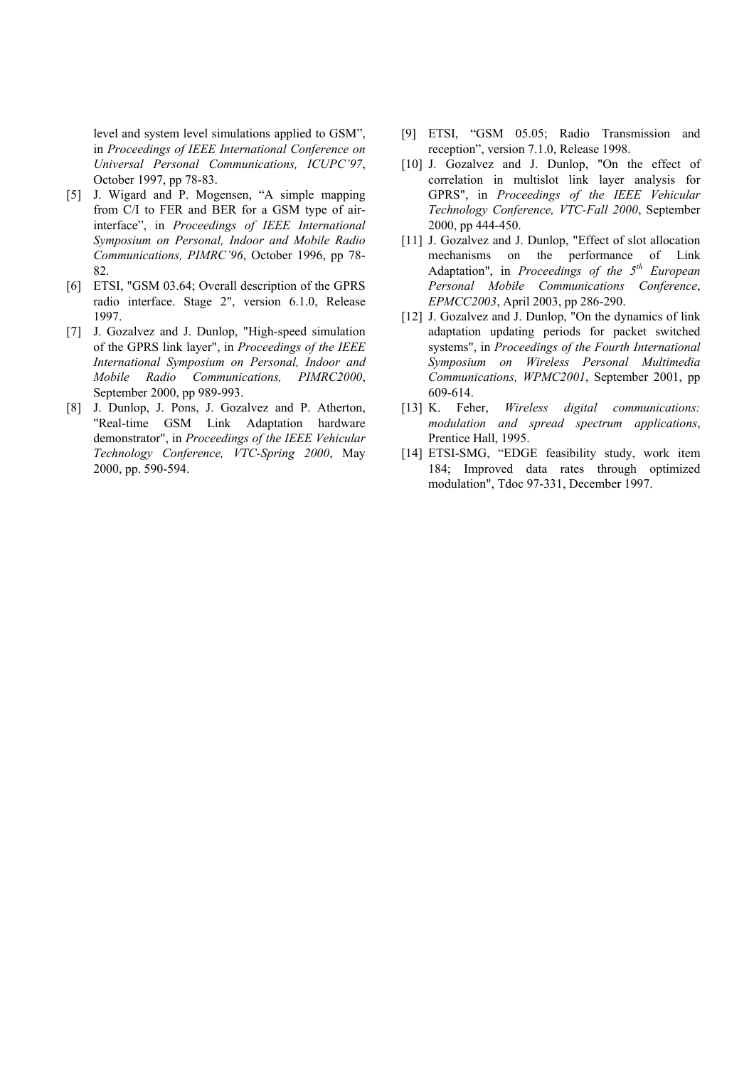level and system level simulations applied to GSM", in *Proceedings of IEEE International Conference on Universal Personal Communications, ICUPC'97*, October 1997, pp 78-83.

[5] J. Wigard and P. Mogensen, "A simple mapping from C/I to FER and BER for a GSM type of air-interface", in *Proceedings of IEEE International Symposium on Personal, Indoor and Mobile Radio Communications, PIMRC'96*, October 1996, pp 78-82.

[6] ETSI, "GSM 03.64; Overall description of the GPRS radio interface. Stage 2", version 6.1.0, Release 1997.

[7] J. Gozalvez and J. Dunlop, "High-speed simulation of the GPRS link layer", in *Proceedings of the IEEE International Symposium on Personal, Indoor and Mobile Radio Communications, PIMRC2000*, September 2000, pp 989-993.

[8] J. Dunlop, J. Pons, J. Gozalvez and P. Atherton, "Real-time GSM Link Adaptation hardware demonstrator", in *Proceedings of the IEEE Vehicular Technology Conference, VTC-Spring 2000*, May 2000, pp. 590-594.

[9] ETSI, "GSM 05.05; Radio Transmission and reception", version 7.1.0, Release 1998.

[10] J. Gozalvez and J. Dunlop, "On the effect of correlation in multislot link layer analysis for GPRS", in *Proceedings of the IEEE Vehicular Technology Conference, VTC-Fall 2000*, September 2000, pp 444-450.

[11] J. Gozalvez and J. Dunlop, "Effect of slot allocation mechanisms on the performance of Link Adaptation", in *Proceedings of the 5th European Personal Mobile Communications Conference*, *EPMCC2003*, April 2003, pp 286-290.

[12] J. Gozalvez and J. Dunlop, "On the dynamics of link adaptation updating periods for packet switched systems", in *Proceedings of the Fourth International Symposium on Wireless Personal Multimedia Communications, WPMC2001*, September 2001, pp 609-614.

[13] K. Feher, *Wireless digital communications: modulation and spread spectrum applications*, Prentice Hall, 1995.

[14] ETSI-SMG, "EDGE feasibility study, work item 184; Improved data rates through optimized modulation", Tdoc 97-331, December 1997.